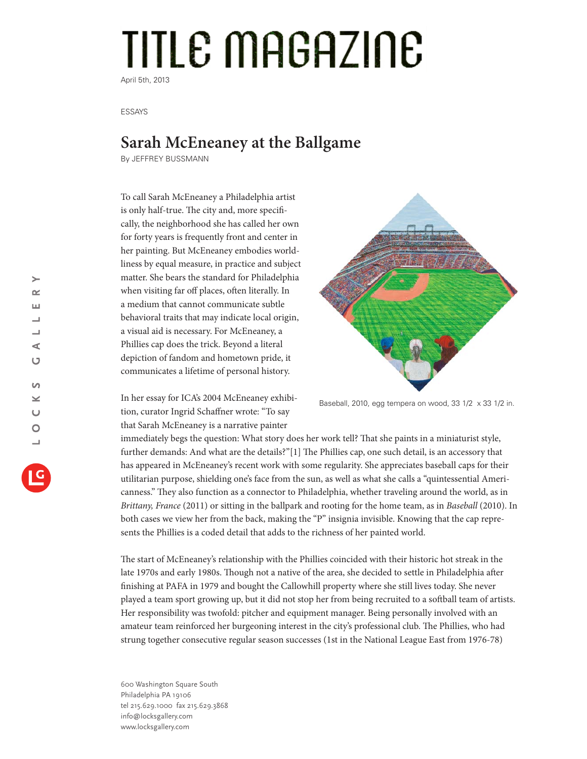# TITLE MAGAZINE

April 5th, 2013

ESSAYS

## Sarah McEneaney at the Ballgame

By JEFFREY BUSSMANN

To call Sarah McEneaney a Philadelphia artist is only half-true. The city and, more specifically, the neighborhood she has called her own for forty years is frequently front and center in her painting. But McEneaney embodies worldliness by equal measure, in practice and subject matter. She bears the standard for Philadelphia when visiting far off places, often literally. In a medium that cannot communicate subtle behavioral traits that may indicate local origin, a visual aid is necessary. For McEneaney, a Phillies cap does the trick. Beyond a literal depiction of fandom and hometown pride, it communicates a lifetime of personal history.

Baseball, 2010, egg tempera on wood, 33 1/2 x 33 1/2 in.

In her essay for ICA's 2004 McEneaney exhibition, curator Ingrid Schaffner wrote: "To say that Sarah McEneaney is a narrative painter immediately begs the question: What story does her work tell? That she paints in a miniaturist style, further demands: And what are the details?"[1] The Phillies cap, one such detail, is an accessory that has appeared in McEneaney's recent work with some regularity. She appreciates baseball caps for their utilitarian purpose, shielding one's face from the sun, as well as what she calls a "quintessential Americanness." They also function as a connector to Philadelphia, whether traveling around the world, as in *Brittany, France* (2011) or sitting in the ballpark and rooting for the home team, as in *Baseball* (2010). In both cases we view her from the back, making the "P" insignia invisible. Knowing that the cap represents the Phillies is a coded detail that adds to the richness of her painted world.

The start of McEneaney's relationship with the Phillies coincided with their historic hot streak in the late 1970s and early 1980s. Though not a native of the area, she decided to settle in Philadelphia after finishing at PAFA in 1979 and bought the Callowhill property where she still lives today. She never played a team sport growing up, but it did not stop her from being recruited to a softball team of artists. Her responsibility was twofold: pitcher and equipment manager. Being personally involved with an amateur team reinforced her burgeoning interest in the city's professional club. The Phillies, who had strung together consecutive regular season successes (1st in the National League East from 1976-78)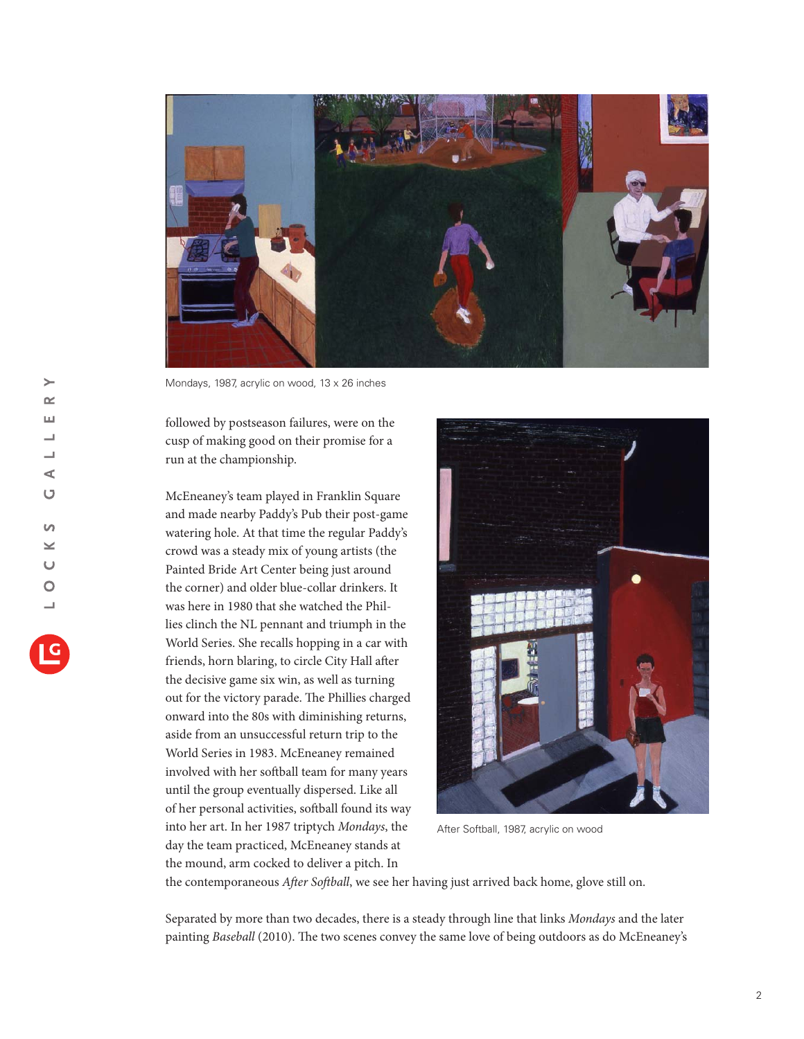Mondays, 1987, acrylic on wood, 13 x 26 inches

followed by postseason failures, were on the cusp of making good on their promise for a run at the championship.

McEneaney's team played in Franklin Square and made nearby Paddy's Pub their post-game watering hole. At that time the regular Paddy's crowd was a steady mix of young artists (the Painted Bride Art Center being just around the corner) and older blue-collar drinkers. It was here in 1980 that she watched the Phillies clinch the NL pennant and triumph in the World Series. She recalls hopping in a car with friends, horn blaring, to circle City Hall after the decisive game six win, as well as turning out for the victory parade. The Phillies charged onward into the 80s with diminishing returns, aside from an unsuccessful return trip to the World Series in 1983. McEneaney remained involved with her softball team for many years until the group eventually dispersed. Like all of her personal activities, softball found its way into her art. In her 1987 triptych *Mondays*, the day the team practiced, McEneaney stands at the mound, arm cocked to deliver a pitch. In the contemporaneous *After Softball*, we see her having just arrived back home, glove still on.

After Softball, 1987, acrylic on wood

Separated by more than two decades, there is a steady through line that links *Mondays* and the later painting *Baseball* (2010). The two scenes convey the same love of being outdoors as do McEneaney's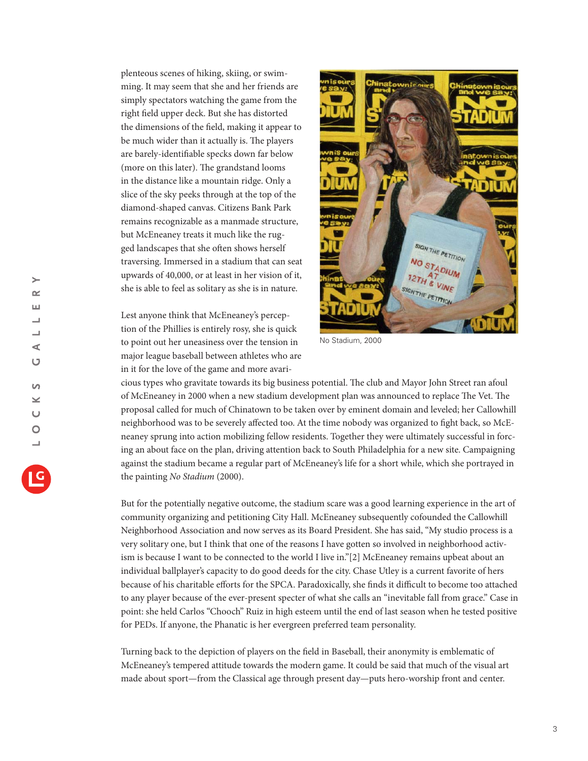plenteous scenes of hiking, skiing, or swimming. It may seem that she and her friends are simply spectators watching the game from the right field upper deck. But she has distorted the dimensions of the field, making it appear to be much wider than it actually is. The players are barely-identifiable specks down far below (more on this later). The grandstand looms in the distance like a mountain ridge. Only a slice of the sky peeks through at the top of the diamond-shaped canvas. Citizens Bank Park remains recognizable as a manmade structure, but McEneaney treats it much like the rugged landscapes that she often shows herself traversing. Immersed in a stadium that can seat upwards of 40,000, or at least in her vision of it, she is able to feel as solitary as she is in nature.

No Stadium, 2000

Lest anyone think that McEneaney's perception of the Phillies is entirely rosy, she is quick to point out her uneasiness over the tension in major league baseball between athletes who are in it for the love of the game and more avaricious types who gravitate towards its big business potential. The club and Mayor John Street ran afoul of McEneaney in 2000 when a new stadium development plan was announced to replace The Vet. The proposal called for much of Chinatown to be taken over by eminent domain and leveled; her Callowhill neighborhood was to be severely affected too. At the time nobody was organized to fight back, so McEneaney sprung into action mobilizing fellow residents. Together they were ultimately successful in forcing an about face on the plan, driving attention back to South Philadelphia for a new site. Campaigning against the stadium became a regular part of McEneaney's life for a short while, which she portrayed in the painting *No Stadium* (2000).

But for the potentially negative outcome, the stadium scare was a good learning experience in the art of community organizing and petitioning City Hall. McEneaney subsequently cofounded the Callowhill Neighborhood Association and now serves as its Board President. She has said, "My studio process is a very solitary one, but I think that one of the reasons I have gotten so involved in neighborhood activism is because I want to be connected to the world I live in."[2] McEneaney remains upbeat about an individual ballplayer's capacity to do good deeds for the city. Chase Utley is a current favorite of hers because of his charitable efforts for the SPCA. Paradoxically, she finds it difficult to become too attached to any player because of the ever-present specter of what she calls an "inevitable fall from grace." Case in point: she held Carlos "Chooch" Ruiz in high esteem until the end of last season when he tested positive for PEDs. If anyone, the Phanatic is her evergreen preferred team personality.

Turning back to the depiction of players on the field in Baseball, their anonymity is emblematic of McEneaney's tempered attitude towards the modern game. It could be said that much of the visual art made about sport—from the Classical age through present day—puts hero-worship front and center.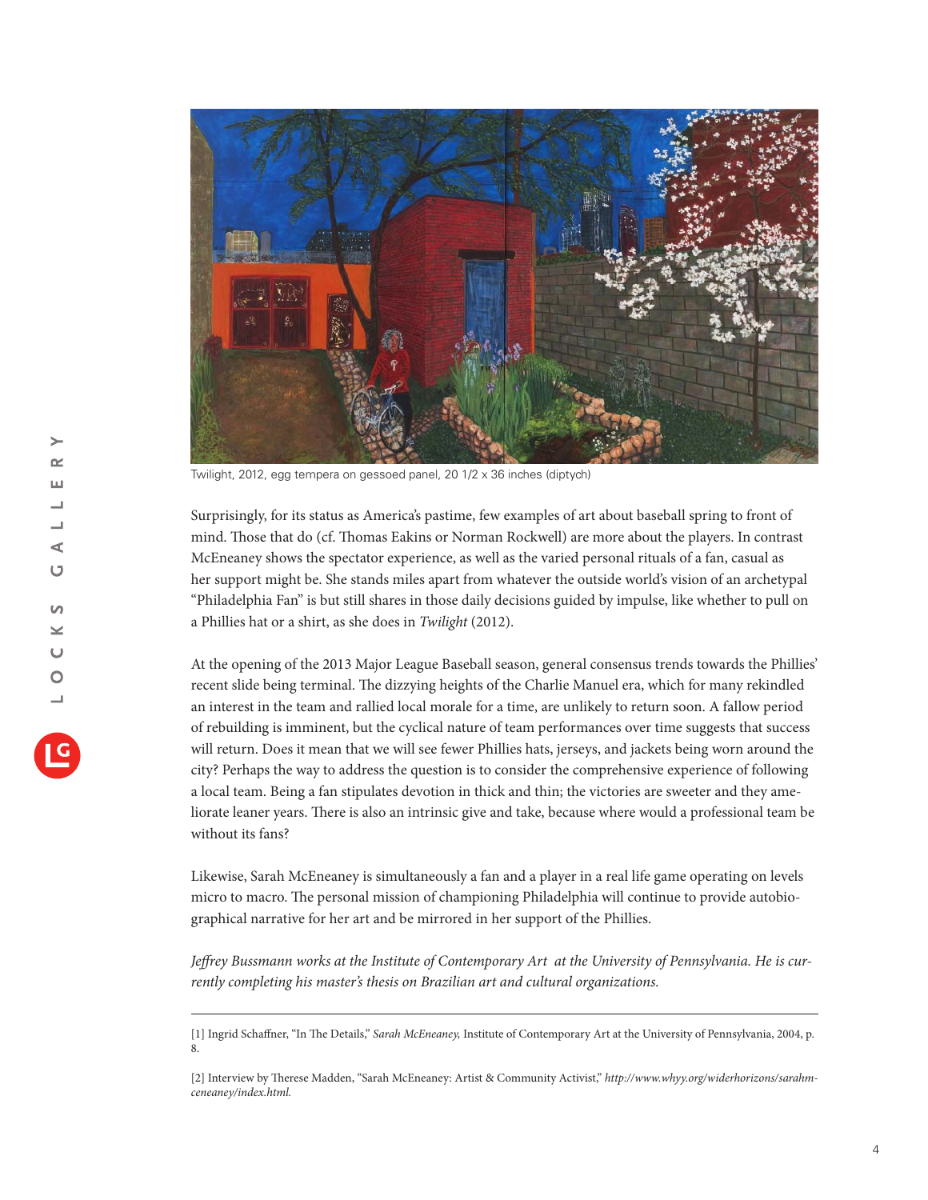Twilight, 2012, egg tempera on gessoed panel, 20 1/2 x 36 inches (diptych)

Surprisingly, for its status as America's pastime, few examples of art about baseball spring to front of mind. Those that do (cf. Thomas Eakins or Norman Rockwell) are more about the players. In contrast McEneaney shows the spectator experience, as well as the varied personal rituals of a fan, casual as her support might be. She stands miles apart from whatever the outside world's vision of an archetypal "Philadelphia Fan" is but still shares in those daily decisions guided by impulse, like whether to pull on a Phillies hat or a shirt, as she does in *Twilight* (2012).

At the opening of the 2013 Major League Baseball season, general consensus trends towards the Phillies' recent slide being terminal. The dizzying heights of the Charlie Manuel era, which for many rekindled an interest in the team and rallied local morale for a time, are unlikely to return soon. A fallow period of rebuilding is imminent, but the cyclical nature of team performances over time suggests that success will return. Does it mean that we will see fewer Phillies hats, jerseys, and jackets being worn around the city? Perhaps the way to address the question is to consider the comprehensive experience of following a local team. Being a fan stipulates devotion in thick and thin; the victories are sweeter and they ameliorate leaner years. There is also an intrinsic give and take, because where would a professional team be without its fans?

Likewise, Sarah McEneaney is simultaneously a fan and a player in a real life game operating on levels micro to macro. The personal mission of championing Philadelphia will continue to provide autobiographical narrative for her art and be mirrored in her support of the Phillies.

*Jeffrey Bussmann works at the Institute of Contemporary Art at the University of Pennsylvania. He is currently completing his master's thesis on Brazilian art and cultural organizations.*

---

[1] Ingrid Schaffner, "In The Details," *Sarah McEneaney,* Institute of Contemporary Art at the University of Pennsylvania, 2004, p. 8.

[2] Interview by Therese Madden, "Sarah McEneaney: Artist & Community Activist," *http://www.whyy.org/widerhorizons/sarahmceneaney/index.html.*